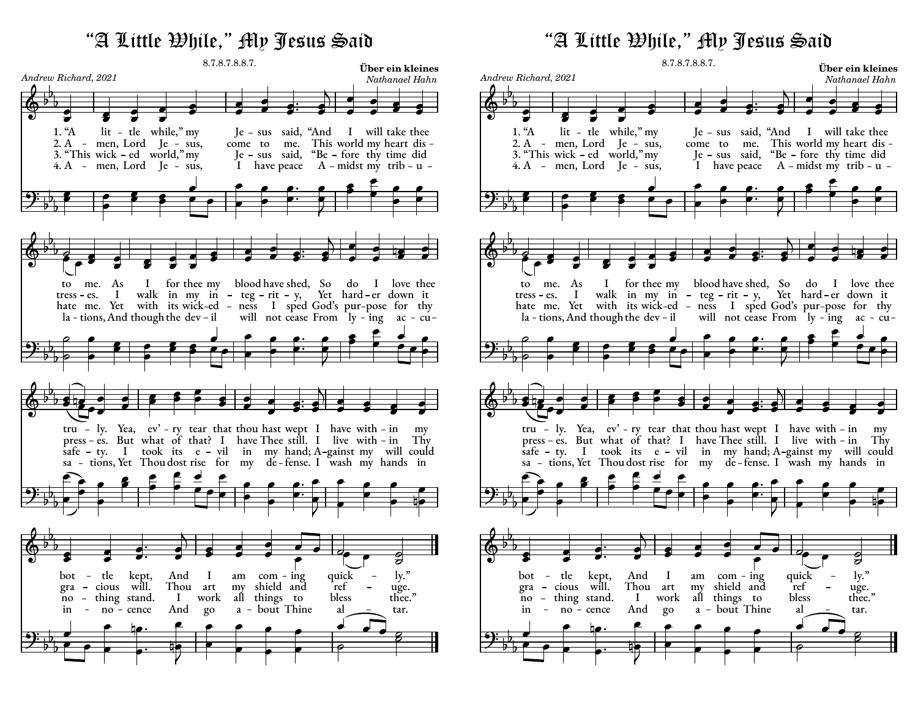# "A Little While," My Jesus Said

8.7.8.7.8.8.7.

*Andrew Richard, 2021*

**Über ein kleines**
*Nathanael Hahn*

1. "A little while," my Jesus said, "And I will take thee to me. As I for thee my blood have shed, So do I love thee truly. Yea, ev'ry tear that thou hast wept I have within my bottle kept, And I am coming quickly."

2. Amen, Lord Jesus, come to me. This world my heart distresses. I walk in my integrity, Yet harder down it presses. But what of that? I have Thee still. I live within Thy gracious will. Thou art my shield and refuge.

3. "This wicked world," my Jesus said, "Before thy time did hate me. Yet with its wicked-ness I sped God's purpose for thy safety. I took its evil in my hand; Against my will could nothing stand. I work all things to bless thee."

4. Amen, Lord Jesus, I have peace Amidst my tribulations, And though the devil will not cease From lying accusations, Yet Thou dost rise for my defense. I wash my hands in innocence And go about Thine altar.

# "A Little While," My Jesus Said

8.7.8.7.8.8.7.

*Andrew Richard, 2021*

**Über ein kleines**
*Nathanael Hahn*

1. "A little while," my Jesus said, "And I will take thee to me. As I for thee my blood have shed, So do I love thee truly. Yea, ev'ry tear that thou hast wept I have within my bottle kept, And I am coming quickly."

2. Amen, Lord Jesus, come to me. This world my heart distresses. I walk in my integrity, Yet harder down it presses. But what of that? I have Thee still. I live within Thy gracious will. Thou art my shield and refuge.

3. "This wicked world," my Jesus said, "Before thy time did hate me. Yet with its wicked-ness I sped God's purpose for thy safety. I took its evil in my hand; Against my will could nothing stand. I work all things to bless thee."

4. Amen, Lord Jesus, I have peace Amidst my tribulations, And though the devil will not cease From lying accusations, Yet Thou dost rise for my defense. I wash my hands in innocence And go about Thine altar.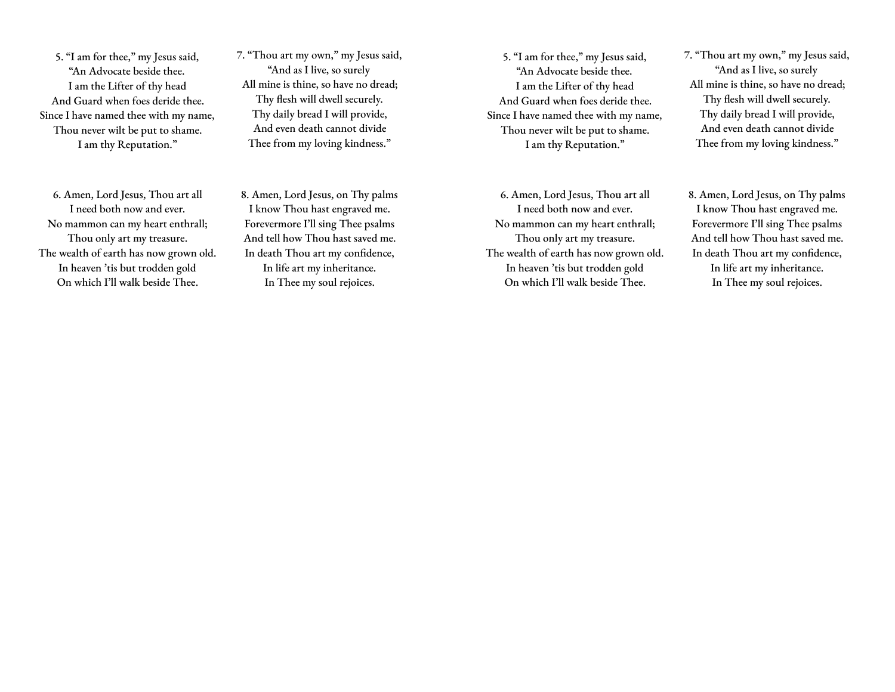5. "I am for thee," my Jesus said,
"An Advocate beside thee.
I am the Lifter of thy head
And Guard when foes deride thee.
Since I have named thee with my name,
Thou never wilt be put to shame.
I am thy Reputation."

6. Amen, Lord Jesus, Thou art all
I need both now and ever.
No mammon can my heart enthrall;
Thou only art my treasure.
The wealth of earth has now grown old.
In heaven 'tis but trodden gold
On which I'll walk beside Thee.

7. "Thou art my own," my Jesus said,
"And as I live, so surely
All mine is thine, so have no dread;
Thy flesh will dwell securely.
Thy daily bread I will provide,
And even death cannot divide
Thee from my loving kindness."

8. Amen, Lord Jesus, on Thy palms
I know Thou hast engraved me.
Forevermore I'll sing Thee psalms
And tell how Thou hast saved me.
In death Thou art my confidence,
In life art my inheritance.
In Thee my soul rejoices.

5. "I am for thee," my Jesus said,
"An Advocate beside thee.
I am the Lifter of thy head
And Guard when foes deride thee.
Since I have named thee with my name,
Thou never wilt be put to shame.
I am thy Reputation."

6. Amen, Lord Jesus, Thou art all
I need both now and ever.
No mammon can my heart enthrall;
Thou only art my treasure.
The wealth of earth has now grown old.
In heaven 'tis but trodden gold
On which I'll walk beside Thee.

7. "Thou art my own," my Jesus said,
"And as I live, so surely
All mine is thine, so have no dread;
Thy flesh will dwell securely.
Thy daily bread I will provide,
And even death cannot divide
Thee from my loving kindness."

8. Amen, Lord Jesus, on Thy palms
I know Thou hast engraved me.
Forevermore I'll sing Thee psalms
And tell how Thou hast saved me.
In death Thou art my confidence,
In life art my inheritance.
In Thee my soul rejoices.